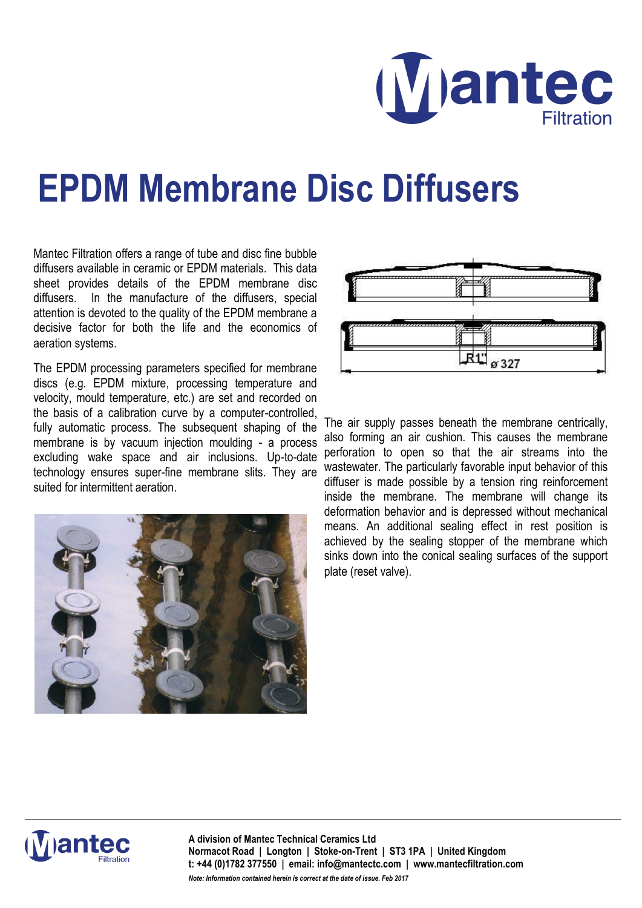# EPDM Membrane Disc Diffusers

Mantec Filtration offers a range of tube and disc fine bubble diffusers available in ceramic or EPDM materials. This data sheet provides details of the EPDM membrane disc diffusers. In the manufacture of the diffusers, special attention is devoted to the quality of the EPDM membrane a decisive factor for both the life and the economics of aeration systems.

The EPDM processing parameters specified for membrane discs (e.g. EPDM mixture, processing temperature and velocity, mould temperature, etc.) are set and recorded on the basis of a calibration curve by a computer-controlled, fully automatic process. The subsequent shaping of the membrane is by vacuum injection moulding - a process excluding wake space and air inclusions. Up-to-date technology ensures super-fine membrane slits. They are suited for intermittent aeration.

The air supply passes beneath the membrane centrically, also forming an air cushion. This causes the membrane perforation to open so that the air streams into the wastewater. The particularly favorable input behavior of this diffuser is made possible by a tension ring reinforcement inside the membrane. The membrane will change its deformation behavior and is depressed without mechanical means. An additional sealing effect in rest position is achieved by the sealing stopper of the membrane which sinks down into the conical sealing surfaces of the support plate (reset valve).

**A division of Mantec Technical Ceramics Ltd**
**Normacot Road | Longton | Stoke-on-Trent | ST3 1PA | United Kingdom**
**t: +44 (0)1782 377550 | email: info@mantectc.com | www.mantecfiltration.com**

*Note: Information contained herein is correct at the date of issue. Feb 2017*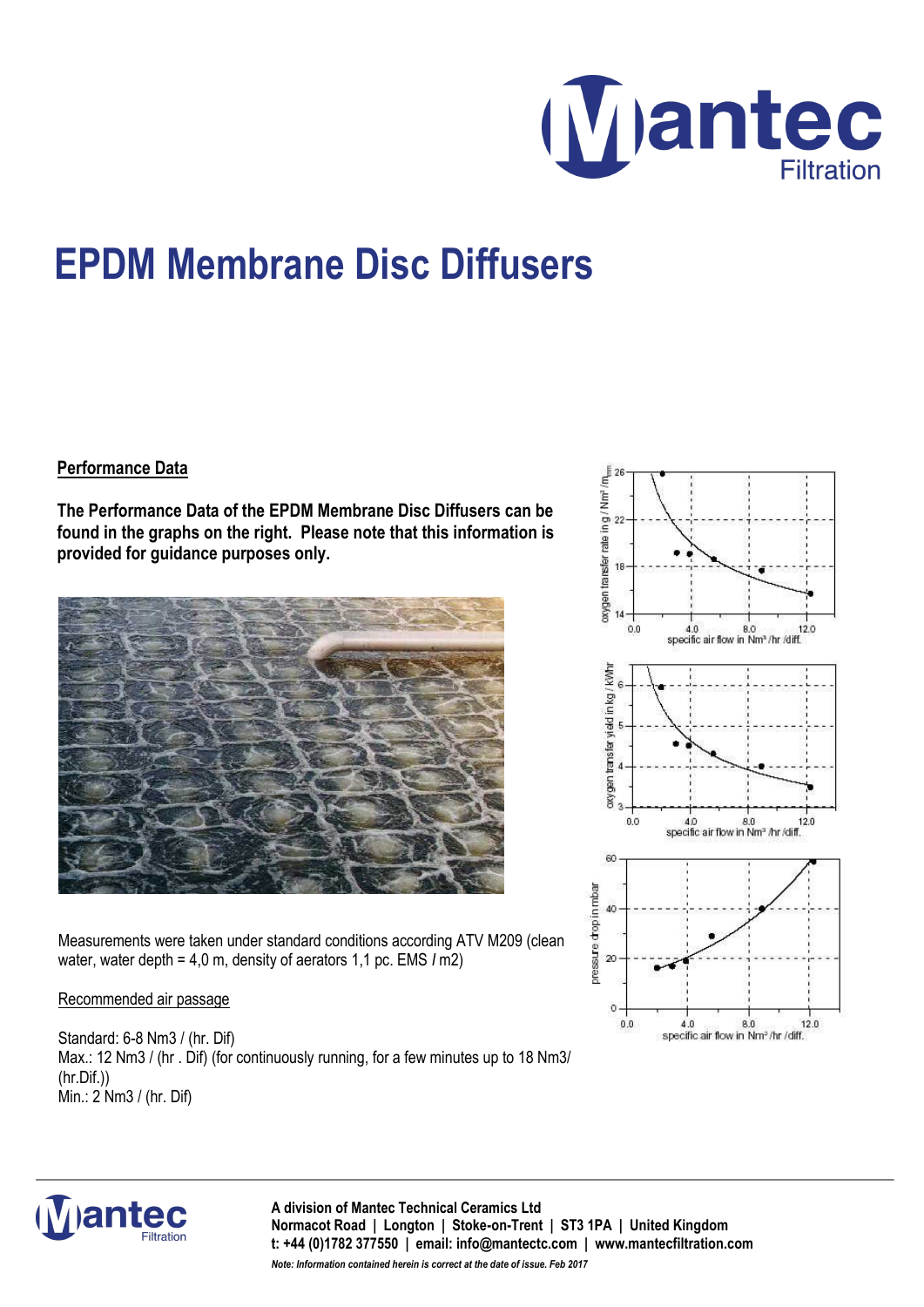# EPDM Membrane Disc Diffusers

## Performance Data

**The Performance Data of the EPDM Membrane Disc Diffusers can be found in the graphs on the right. Please note that this information is provided for guidance purposes only.**

oxygen transfer rate in g / Nm³ /m$_{\text{em}}$

26
22
18
14

0.0
4.0
8.0
12.0

specific air flow in Nm³ /hr /diff.

oxygen transfer yield in kg / kWhr

6
5
4
3

0.0
4.0
8.0
12.0

specific air flow in Nm³ /hr /diff.

pressure drop in mbar

60
40
20
0

0.0
4.0
8.0
12.0

specific air flow in Nm³ /hr /diff.

Measurements were taken under standard conditions according ATV M209 (clean water, water depth = 4,0 m, density of aerators 1,1 pc. EMS / m2)

Recommended air passage

Standard: 6-8 Nm3 / (hr. Dif)
Max.: 12 Nm3 / (hr . Dif) (for continuously running, for a few minutes up to 18 Nm3/ (hr.Dif.))
Min.: 2 Nm3 / (hr. Dif)

**A division of Mantec Technical Ceramics Ltd**
**Normacot Road | Longton | Stoke-on-Trent | ST3 1PA | United Kingdom**
**t: +44 (0)1782 377550 | email: info@mantectc.com | www.mantecfiltration.com**

***Note: Information contained herein is correct at the date of issue. Feb 2017***